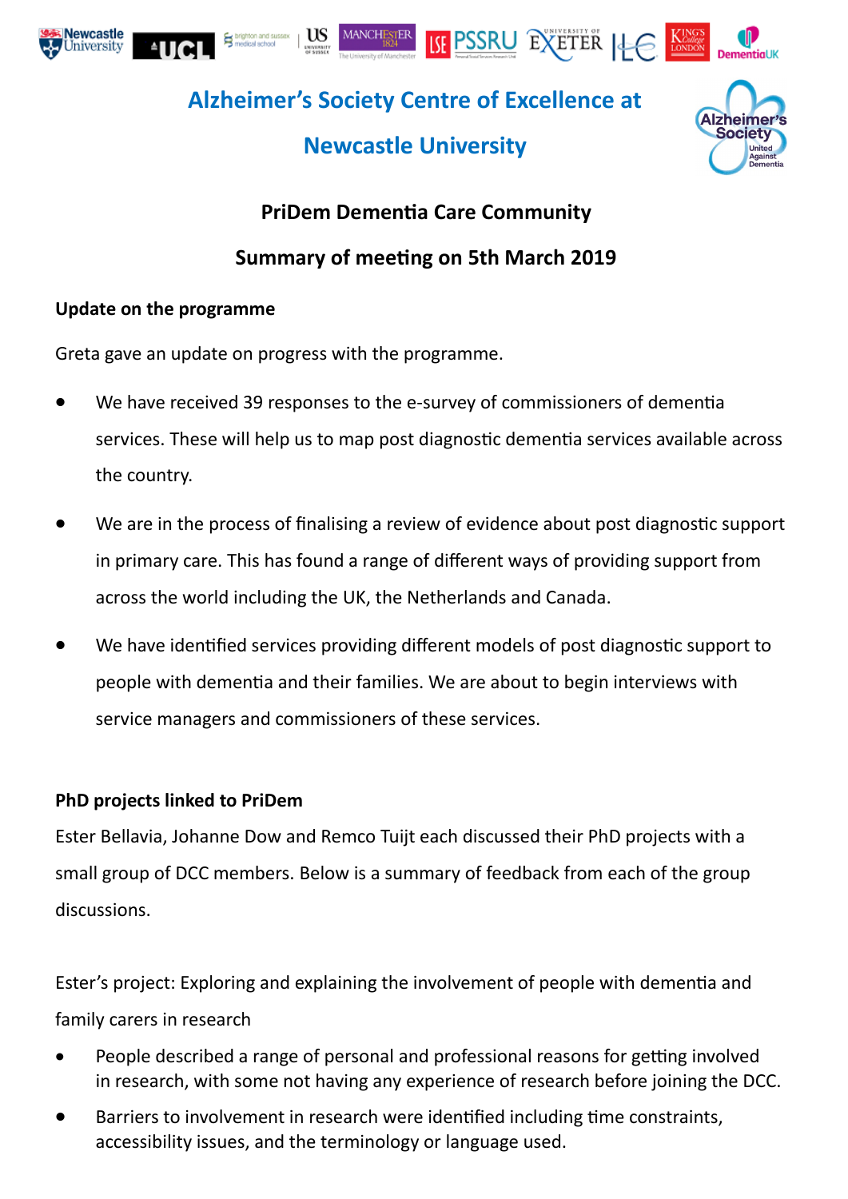# Alzheimer's Society Centre of Excellence at Newcastle University

## PriDem Dementia Care Community

## Summary of meeting on 5th March 2019

**Update on the programme**

Greta gave an update on progress with the programme.

- We have received 39 responses to the e-survey of commissioners of dementia services. These will help us to map post diagnostic dementia services available across the country.
- We are in the process of finalising a review of evidence about post diagnostic support in primary care. This has found a range of different ways of providing support from across the world including the UK, the Netherlands and Canada.
- We have identified services providing different models of post diagnostic support to people with dementia and their families. We are about to begin interviews with service managers and commissioners of these services.

**PhD projects linked to PriDem**

Ester Bellavia, Johanne Dow and Remco Tuijt each discussed their PhD projects with a small group of DCC members. Below is a summary of feedback from each of the group discussions.

Ester's project: Exploring and explaining the involvement of people with dementia and family carers in research

- People described a range of personal and professional reasons for getting involved in research, with some not having any experience of research before joining the DCC.
- Barriers to involvement in research were identified including time constraints, accessibility issues, and the terminology or language used.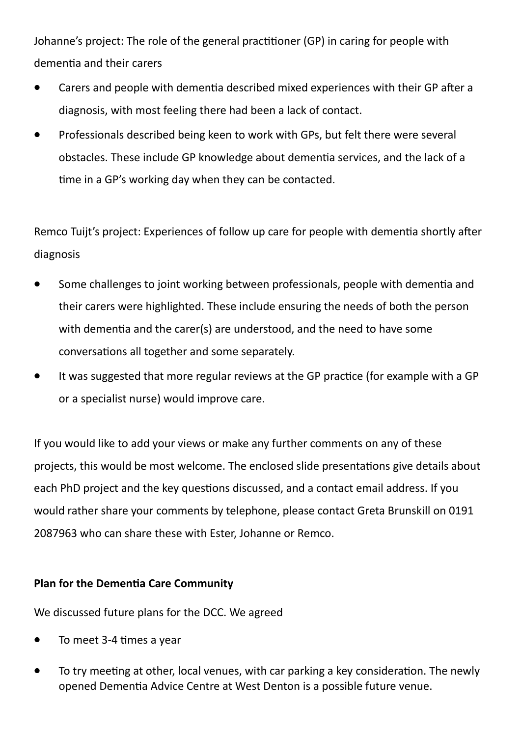Johanne's project: The role of the general practitioner (GP) in caring for people with dementia and their carers

- Carers and people with dementia described mixed experiences with their GP after a diagnosis, with most feeling there had been a lack of contact.
- Professionals described being keen to work with GPs, but felt there were several obstacles. These include GP knowledge about dementia services, and the lack of a time in a GP's working day when they can be contacted.

Remco Tuijt's project: Experiences of follow up care for people with dementia shortly after diagnosis

- Some challenges to joint working between professionals, people with dementia and their carers were highlighted. These include ensuring the needs of both the person with dementia and the carer(s) are understood, and the need to have some conversations all together and some separately.
- It was suggested that more regular reviews at the GP practice (for example with a GP or a specialist nurse) would improve care.

If you would like to add your views or make any further comments on any of these projects, this would be most welcome. The enclosed slide presentations give details about each PhD project and the key questions discussed, and a contact email address. If you would rather share your comments by telephone, please contact Greta Brunskill on 0191 2087963 who can share these with Ester, Johanne or Remco.

**Plan for the Dementia Care Community**

We discussed future plans for the DCC. We agreed

- To meet 3-4 times a year
- To try meeting at other, local venues, with car parking a key consideration. The newly opened Dementia Advice Centre at West Denton is a possible future venue.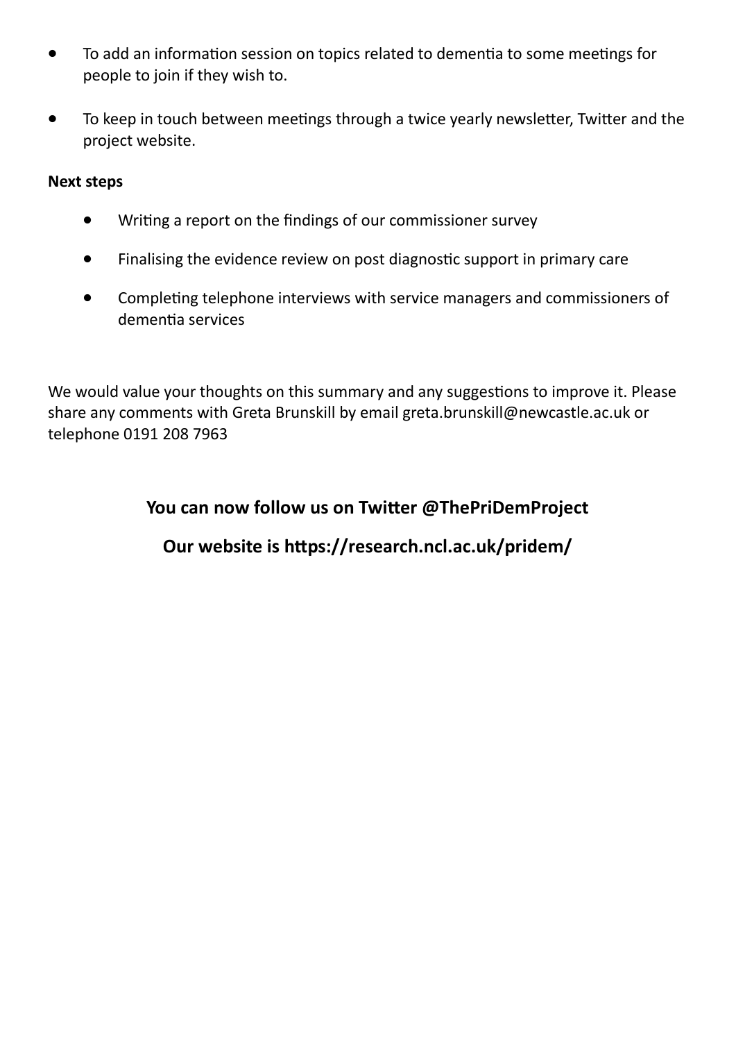- To add an information session on topics related to dementia to some meetings for people to join if they wish to.
- To keep in touch between meetings through a twice yearly newsletter, Twitter and the project website.

**Next steps**

- Writing a report on the findings of our commissioner survey
- Finalising the evidence review on post diagnostic support in primary care
- Completing telephone interviews with service managers and commissioners of dementia services

We would value your thoughts on this summary and any suggestions to improve it. Please share any comments with Greta Brunskill by email greta.brunskill@newcastle.ac.uk or telephone 0191 208 7963

**You can now follow us on Twitter @ThePriDemProject**

**Our website is https://research.ncl.ac.uk/pridem/**